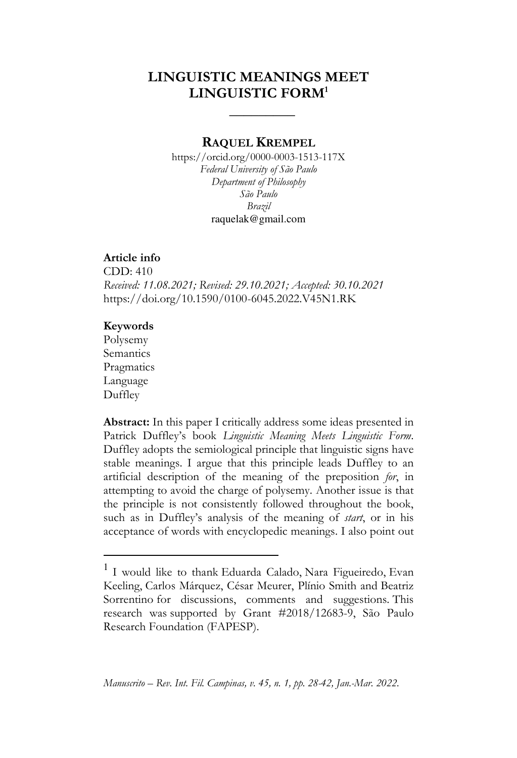# LINGUISTIC MEANINGS MEET LINGUISTIC FORM[1]

---

**RAQUEL KREMPEL**

https://orcid.org/0000-0003-1513-117X
*Federal University of São Paulo*
*Department of Philosophy*
*São Paulo*
*Brazil*
raquelak@gmail.com

**Article info**
CDD: 410
*Received: 11.08.2021; Revised: 29.10.2021; Accepted: 30.10.2021*
https://doi.org/10.1590/0100-6045.2022.V45N1.RK

**Keywords**
Polysemy
Semantics
Pragmatics
Language
Duffley

**Abstract:** In this paper I critically address some ideas presented in Patrick Duffley's book *Linguistic Meaning Meets Linguistic Form*. Duffley adopts the semiological principle that linguistic signs have stable meanings. I argue that this principle leads Duffley to an artificial description of the meaning of the preposition *for*, in attempting to avoid the charge of polysemy. Another issue is that the principle is not consistently followed throughout the book, such as in Duffley's analysis of the meaning of *start*, or in his acceptance of words with encyclopedic meanings. I also point out

---

[1] I would like to thank Eduarda Calado, Nara Figueiredo, Evan Keeling, Carlos Márquez, César Meurer, Plínio Smith and Beatriz Sorrentino for discussions, comments and suggestions. This research was supported by Grant #2018/12683-9, São Paulo Research Foundation (FAPESP).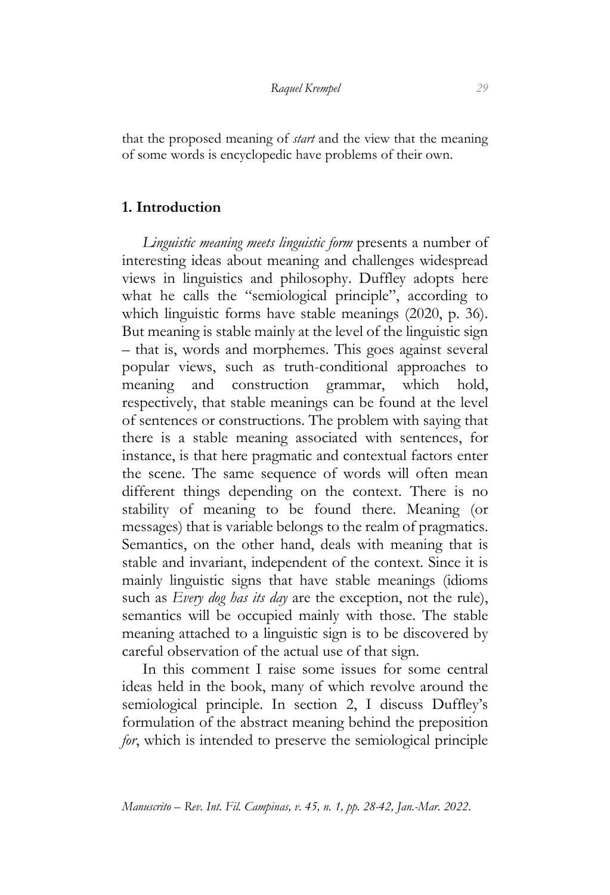that the proposed meaning of *start* and the view that the meaning of some words is encyclopedic have problems of their own.

## 1. Introduction

*Linguistic meaning meets linguistic form* presents a number of interesting ideas about meaning and challenges widespread views in linguistics and philosophy. Duffley adopts here what he calls the "semiological principle", according to which linguistic forms have stable meanings (2020, p. 36). But meaning is stable mainly at the level of the linguistic sign – that is, words and morphemes. This goes against several popular views, such as truth-conditional approaches to meaning and construction grammar, which hold, respectively, that stable meanings can be found at the level of sentences or constructions. The problem with saying that there is a stable meaning associated with sentences, for instance, is that here pragmatic and contextual factors enter the scene. The same sequence of words will often mean different things depending on the context. There is no stability of meaning to be found there. Meaning (or messages) that is variable belongs to the realm of pragmatics. Semantics, on the other hand, deals with meaning that is stable and invariant, independent of the context. Since it is mainly linguistic signs that have stable meanings (idioms such as *Every dog has its day* are the exception, not the rule), semantics will be occupied mainly with those. The stable meaning attached to a linguistic sign is to be discovered by careful observation of the actual use of that sign.

In this comment I raise some issues for some central ideas held in the book, many of which revolve around the semiological principle. In section 2, I discuss Duffley's formulation of the abstract meaning behind the preposition *for*, which is intended to preserve the semiological principle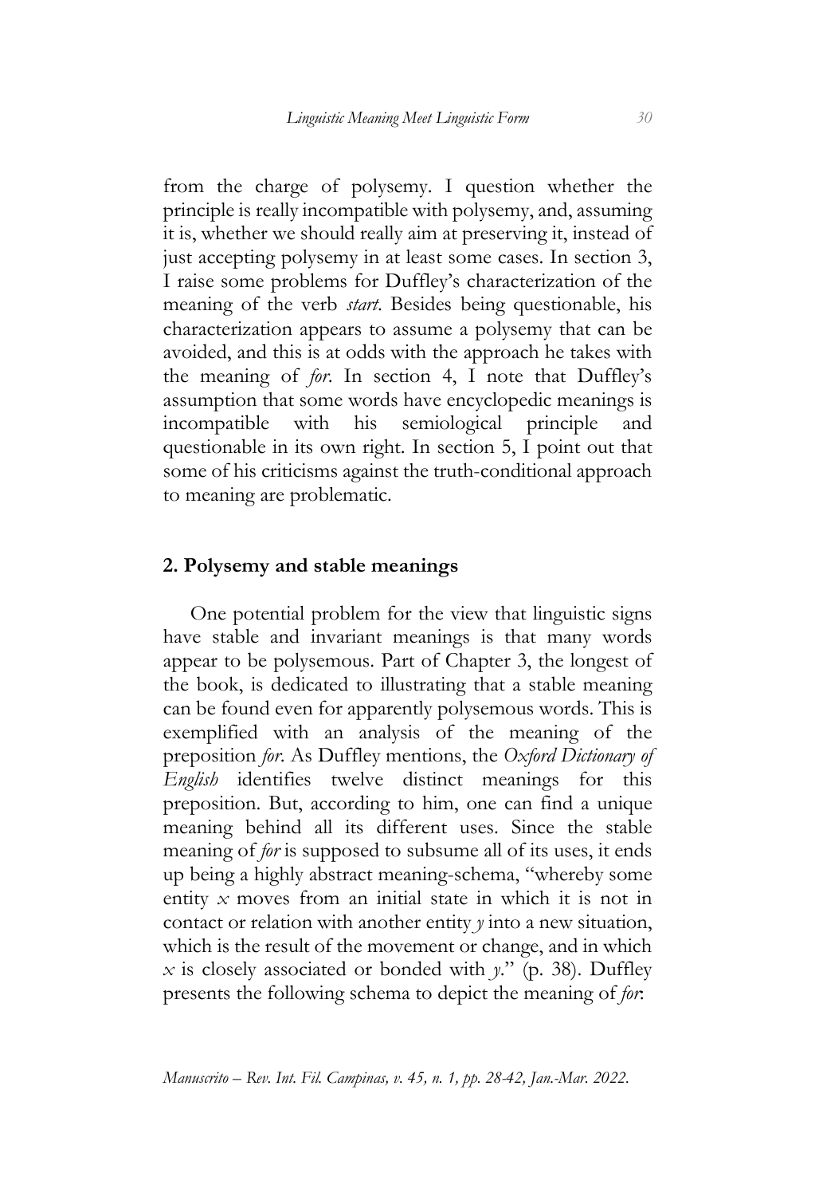from the charge of polysemy. I question whether the principle is really incompatible with polysemy, and, assuming it is, whether we should really aim at preserving it, instead of just accepting polysemy in at least some cases. In section 3, I raise some problems for Duffley's characterization of the meaning of the verb *start*. Besides being questionable, his characterization appears to assume a polysemy that can be avoided, and this is at odds with the approach he takes with the meaning of *for*. In section 4, I note that Duffley's assumption that some words have encyclopedic meanings is incompatible with his semiological principle and questionable in its own right. In section 5, I point out that some of his criticisms against the truth-conditional approach to meaning are problematic.

## 2. Polysemy and stable meanings

One potential problem for the view that linguistic signs have stable and invariant meanings is that many words appear to be polysemous. Part of Chapter 3, the longest of the book, is dedicated to illustrating that a stable meaning can be found even for apparently polysemous words. This is exemplified with an analysis of the meaning of the preposition *for*. As Duffley mentions, the *Oxford Dictionary of English* identifies twelve distinct meanings for this preposition. But, according to him, one can find a unique meaning behind all its different uses. Since the stable meaning of *for* is supposed to subsume all of its uses, it ends up being a highly abstract meaning-schema, "whereby some entity $x$ moves from an initial state in which it is not in contact or relation with another entity $y$ into a new situation, which is the result of the movement or change, and in which $x$ is closely associated or bonded with $y$." (p. 38). Duffley presents the following schema to depict the meaning of *for*: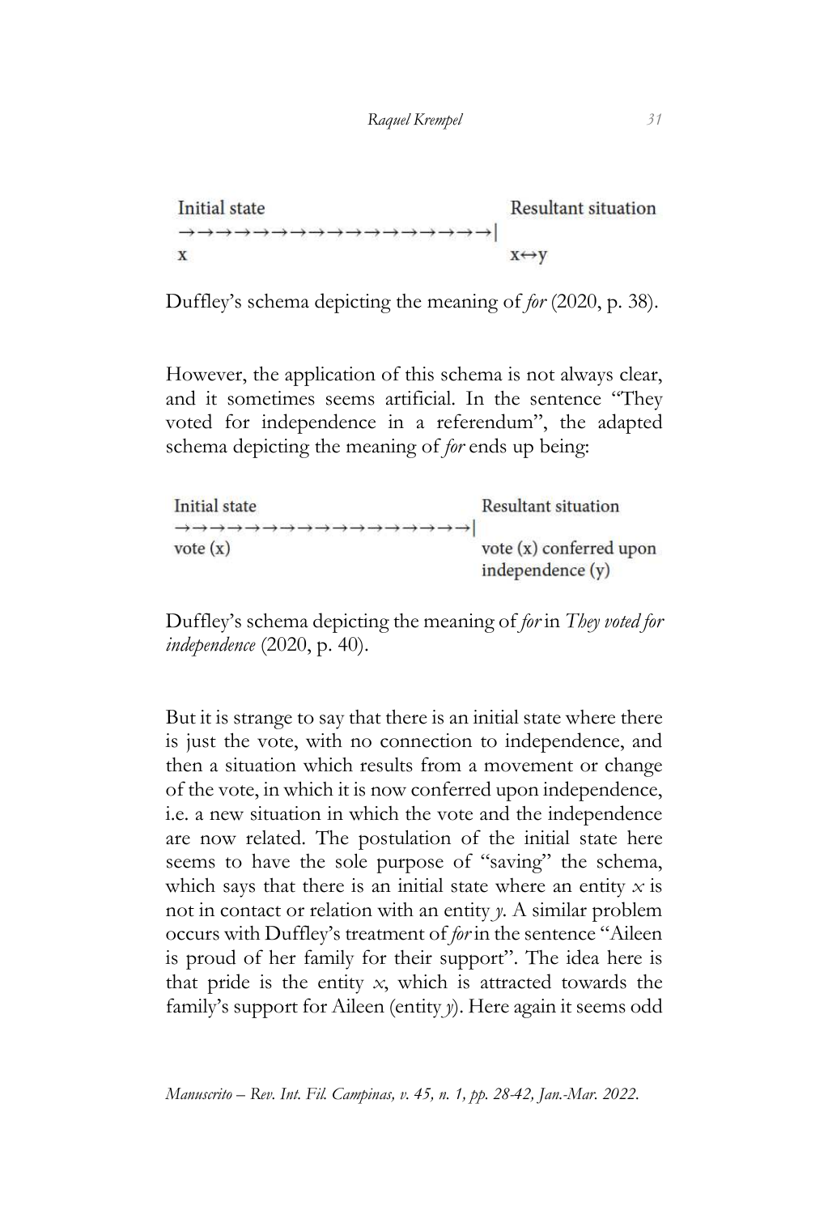| Initial state | Resultant situation |
| --- | --- |
| →→→→→→→→→→→→→→→→→→\| | |
| x | x↔y |

Duffley's schema depicting the meaning of *for* (2020, p. 38).

However, the application of this schema is not always clear, and it sometimes seems artificial. In the sentence "They voted for independence in a referendum", the adapted schema depicting the meaning of *for* ends up being:

| Initial state | Resultant situation |
| --- | --- |
| →→→→→→→→→→→→→→→→→→\| | |
| vote (x) | vote (x) conferred upon independence (y) |

Duffley's schema depicting the meaning of *for* in *They voted for independence* (2020, p. 40).

But it is strange to say that there is an initial state where there is just the vote, with no connection to independence, and then a situation which results from a movement or change of the vote, in which it is now conferred upon independence, i.e. a new situation in which the vote and the independence are now related. The postulation of the initial state here seems to have the sole purpose of "saving" the schema, which says that there is an initial state where an entity $x$ is not in contact or relation with an entity $y$. A similar problem occurs with Duffley's treatment of *for* in the sentence "Aileen is proud of her family for their support". The idea here is that pride is the entity $x$, which is attracted towards the family's support for Aileen (entity $y$). Here again it seems odd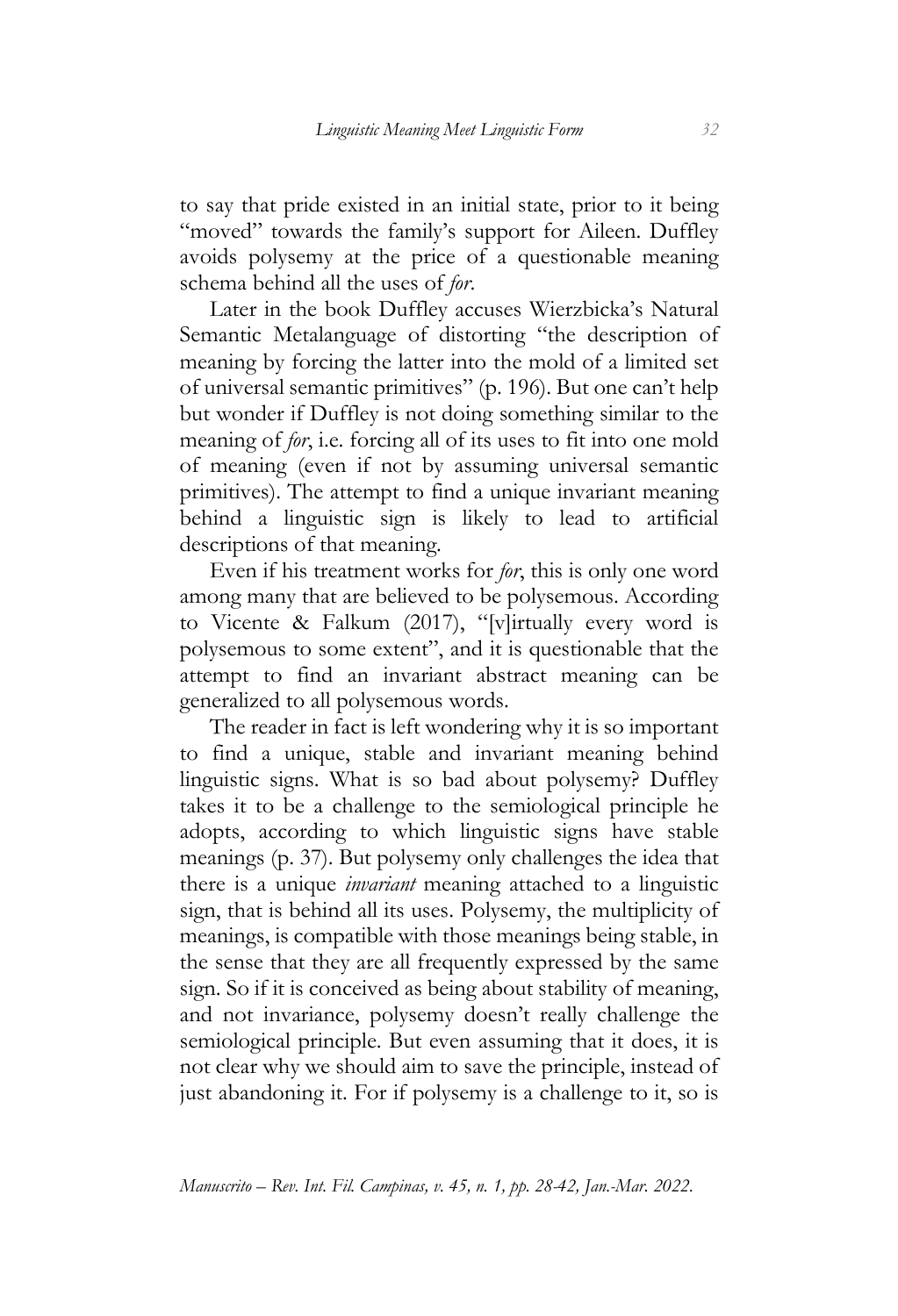to say that pride existed in an initial state, prior to it being "moved" towards the family's support for Aileen. Duffley avoids polysemy at the price of a questionable meaning schema behind all the uses of *for*.

Later in the book Duffley accuses Wierzbicka's Natural Semantic Metalanguage of distorting "the description of meaning by forcing the latter into the mold of a limited set of universal semantic primitives" (p. 196). But one can't help but wonder if Duffley is not doing something similar to the meaning of *for*, i.e. forcing all of its uses to fit into one mold of meaning (even if not by assuming universal semantic primitives). The attempt to find a unique invariant meaning behind a linguistic sign is likely to lead to artificial descriptions of that meaning.

Even if his treatment works for *for*, this is only one word among many that are believed to be polysemous. According to Vicente & Falkum (2017), "[v]irtually every word is polysemous to some extent", and it is questionable that the attempt to find an invariant abstract meaning can be generalized to all polysemous words.

The reader in fact is left wondering why it is so important to find a unique, stable and invariant meaning behind linguistic signs. What is so bad about polysemy? Duffley takes it to be a challenge to the semiological principle he adopts, according to which linguistic signs have stable meanings (p. 37). But polysemy only challenges the idea that there is a unique *invariant* meaning attached to a linguistic sign, that is behind all its uses. Polysemy, the multiplicity of meanings, is compatible with those meanings being stable, in the sense that they are all frequently expressed by the same sign. So if it is conceived as being about stability of meaning, and not invariance, polysemy doesn't really challenge the semiological principle. But even assuming that it does, it is not clear why we should aim to save the principle, instead of just abandoning it. For if polysemy is a challenge to it, so is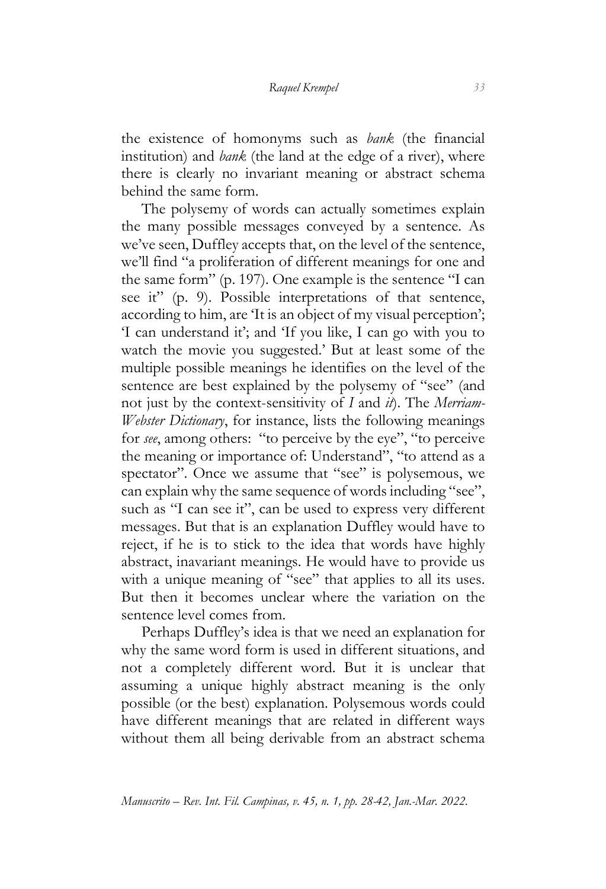the existence of homonyms such as *bank* (the financial institution) and *bank* (the land at the edge of a river), where there is clearly no invariant meaning or abstract schema behind the same form.

The polysemy of words can actually sometimes explain the many possible messages conveyed by a sentence. As we've seen, Duffley accepts that, on the level of the sentence, we'll find "a proliferation of different meanings for one and the same form" (p. 197). One example is the sentence "I can see it" (p. 9). Possible interpretations of that sentence, according to him, are 'It is an object of my visual perception'; 'I can understand it'; and 'If you like, I can go with you to watch the movie you suggested.' But at least some of the multiple possible meanings he identifies on the level of the sentence are best explained by the polysemy of "see" (and not just by the context-sensitivity of *I* and *it*). The *Merriam-Webster Dictionary*, for instance, lists the following meanings for *see*, among others: "to perceive by the eye", "to perceive the meaning or importance of: Understand", "to attend as a spectator". Once we assume that "see" is polysemous, we can explain why the same sequence of words including "see", such as "I can see it", can be used to express very different messages. But that is an explanation Duffley would have to reject, if he is to stick to the idea that words have highly abstract, inavariant meanings. He would have to provide us with a unique meaning of "see" that applies to all its uses. But then it becomes unclear where the variation on the sentence level comes from.

Perhaps Duffley's idea is that we need an explanation for why the same word form is used in different situations, and not a completely different word. But it is unclear that assuming a unique highly abstract meaning is the only possible (or the best) explanation. Polysemous words could have different meanings that are related in different ways without them all being derivable from an abstract schema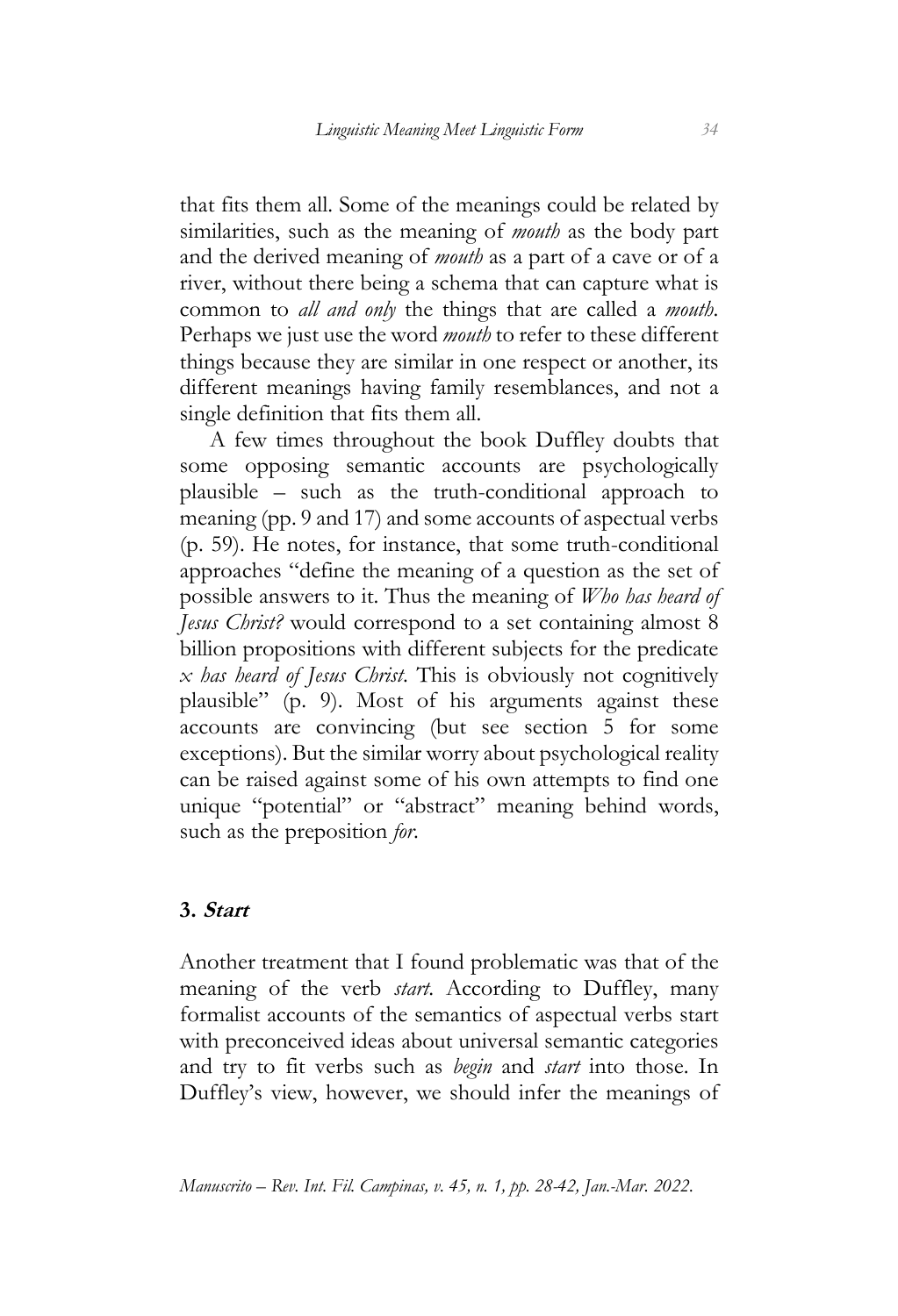that fits them all. Some of the meanings could be related by similarities, such as the meaning of *mouth* as the body part and the derived meaning of *mouth* as a part of a cave or of a river, without there being a schema that can capture what is common to *all and only* the things that are called a *mouth*. Perhaps we just use the word *mouth* to refer to these different things because they are similar in one respect or another, its different meanings having family resemblances, and not a single definition that fits them all.

A few times throughout the book Duffley doubts that some opposing semantic accounts are psychologically plausible – such as the truth-conditional approach to meaning (pp. 9 and 17) and some accounts of aspectual verbs (p. 59). He notes, for instance, that some truth-conditional approaches "define the meaning of a question as the set of possible answers to it. Thus the meaning of *Who has heard of Jesus Christ?* would correspond to a set containing almost 8 billion propositions with different subjects for the predicate *x has heard of Jesus Christ*. This is obviously not cognitively plausible" (p. 9). Most of his arguments against these accounts are convincing (but see section 5 for some exceptions). But the similar worry about psychological reality can be raised against some of his own attempts to find one unique "potential" or "abstract" meaning behind words, such as the preposition *for*.

## 3. *Start*

Another treatment that I found problematic was that of the meaning of the verb *start*. According to Duffley, many formalist accounts of the semantics of aspectual verbs start with preconceived ideas about universal semantic categories and try to fit verbs such as *begin* and *start* into those. In Duffley's view, however, we should infer the meanings of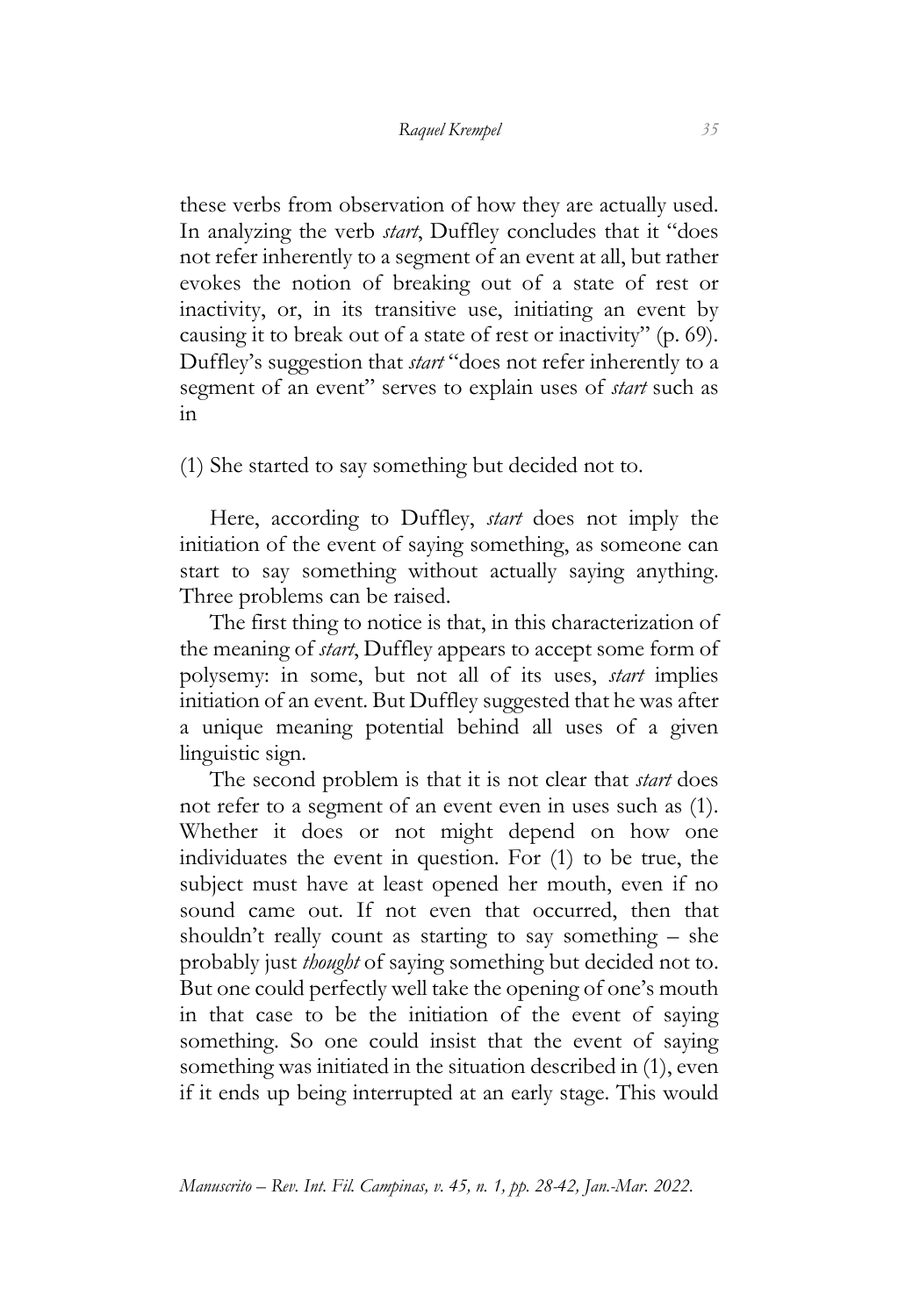these verbs from observation of how they are actually used. In analyzing the verb *start*, Duffley concludes that it "does not refer inherently to a segment of an event at all, but rather evokes the notion of breaking out of a state of rest or inactivity, or, in its transitive use, initiating an event by causing it to break out of a state of rest or inactivity" (p. 69). Duffley's suggestion that *start* "does not refer inherently to a segment of an event" serves to explain uses of *start* such as in

(1) She started to say something but decided not to.

Here, according to Duffley, *start* does not imply the initiation of the event of saying something, as someone can start to say something without actually saying anything. Three problems can be raised.

The first thing to notice is that, in this characterization of the meaning of *start*, Duffley appears to accept some form of polysemy: in some, but not all of its uses, *start* implies initiation of an event. But Duffley suggested that he was after a unique meaning potential behind all uses of a given linguistic sign.

The second problem is that it is not clear that *start* does not refer to a segment of an event even in uses such as (1). Whether it does or not might depend on how one individuates the event in question. For (1) to be true, the subject must have at least opened her mouth, even if no sound came out. If not even that occurred, then that shouldn't really count as starting to say something – she probably just *thought* of saying something but decided not to. But one could perfectly well take the opening of one's mouth in that case to be the initiation of the event of saying something. So one could insist that the event of saying something was initiated in the situation described in (1), even if it ends up being interrupted at an early stage. This would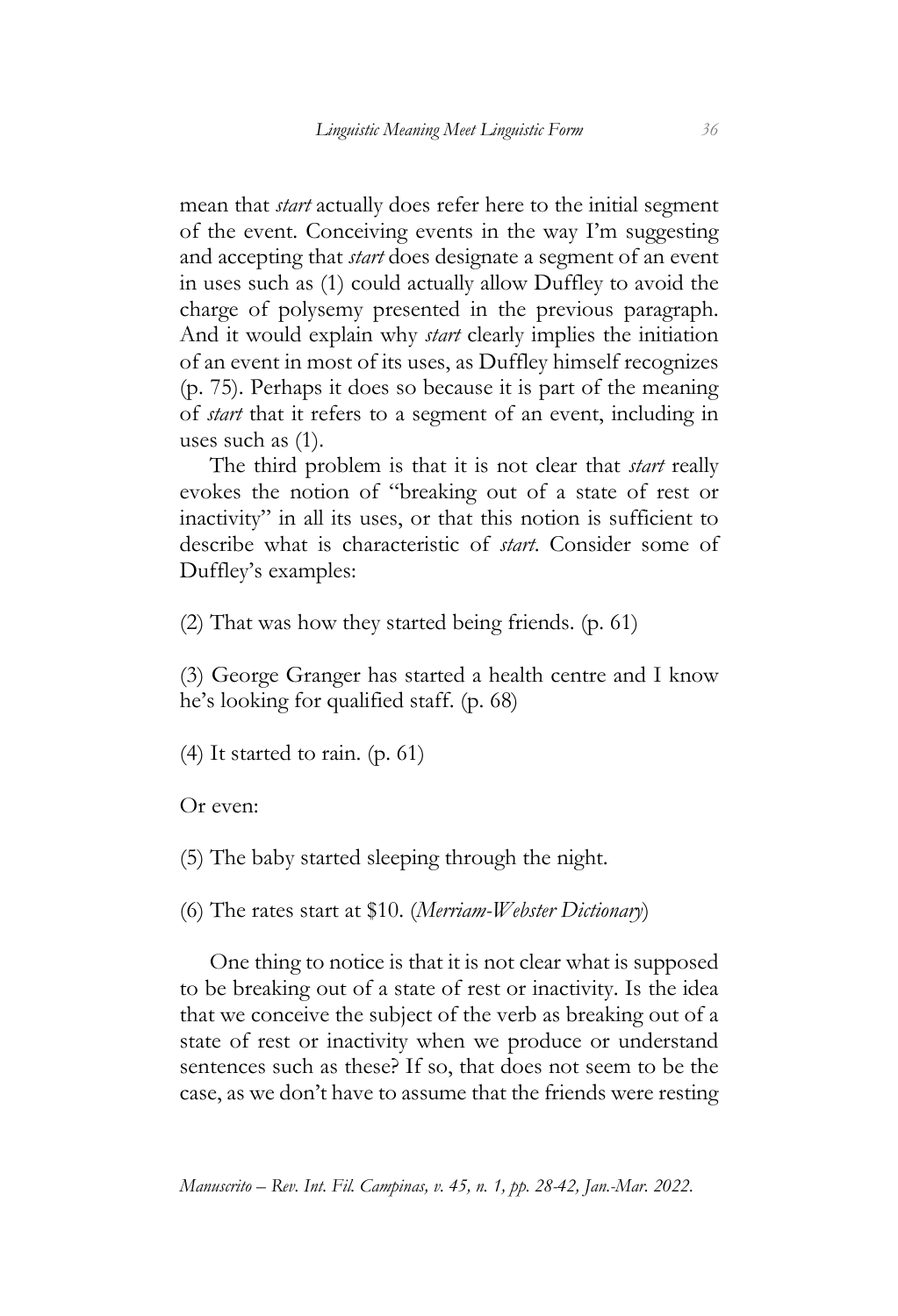mean that *start* actually does refer here to the initial segment of the event. Conceiving events in the way I'm suggesting and accepting that *start* does designate a segment of an event in uses such as (1) could actually allow Duffley to avoid the charge of polysemy presented in the previous paragraph. And it would explain why *start* clearly implies the initiation of an event in most of its uses, as Duffley himself recognizes (p. 75). Perhaps it does so because it is part of the meaning of *start* that it refers to a segment of an event, including in uses such as (1).

The third problem is that it is not clear that *start* really evokes the notion of "breaking out of a state of rest or inactivity" in all its uses, or that this notion is sufficient to describe what is characteristic of *start*. Consider some of Duffley's examples:

(2) That was how they started being friends. (p. 61)

(3) George Granger has started a health centre and I know he's looking for qualified staff. (p. 68)

(4) It started to rain. (p. 61)

Or even:

(5) The baby started sleeping through the night.

(6) The rates start at $10. (*Merriam-Webster Dictionary*)

One thing to notice is that it is not clear what is supposed to be breaking out of a state of rest or inactivity. Is the idea that we conceive the subject of the verb as breaking out of a state of rest or inactivity when we produce or understand sentences such as these? If so, that does not seem to be the case, as we don't have to assume that the friends were resting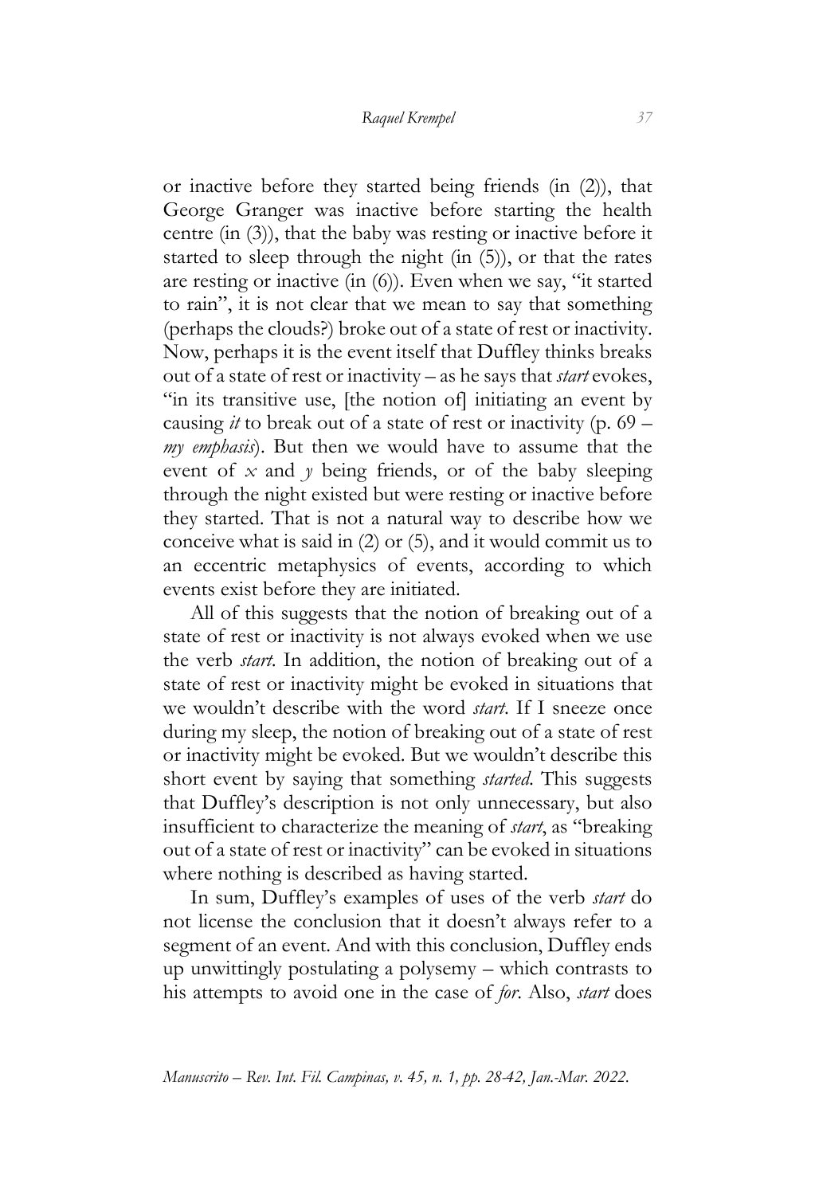or inactive before they started being friends (in (2)), that George Granger was inactive before starting the health centre (in (3)), that the baby was resting or inactive before it started to sleep through the night (in (5)), or that the rates are resting or inactive (in (6)). Even when we say, "it started to rain", it is not clear that we mean to say that something (perhaps the clouds?) broke out of a state of rest or inactivity. Now, perhaps it is the event itself that Duffley thinks breaks out of a state of rest or inactivity – as he says that *start* evokes, "in its transitive use, [the notion of] initiating an event by causing *it* to break out of a state of rest or inactivity (p. 69 – *my emphasis*). But then we would have to assume that the event of $x$ and $y$ being friends, or of the baby sleeping through the night existed but were resting or inactive before they started. That is not a natural way to describe how we conceive what is said in (2) or (5), and it would commit us to an eccentric metaphysics of events, according to which events exist before they are initiated.

All of this suggests that the notion of breaking out of a state of rest or inactivity is not always evoked when we use the verb *start*. In addition, the notion of breaking out of a state of rest or inactivity might be evoked in situations that we wouldn't describe with the word *start*. If I sneeze once during my sleep, the notion of breaking out of a state of rest or inactivity might be evoked. But we wouldn't describe this short event by saying that something *started*. This suggests that Duffley's description is not only unnecessary, but also insufficient to characterize the meaning of *start*, as "breaking out of a state of rest or inactivity" can be evoked in situations where nothing is described as having started.

In sum, Duffley's examples of uses of the verb *start* do not license the conclusion that it doesn't always refer to a segment of an event. And with this conclusion, Duffley ends up unwittingly postulating a polysemy – which contrasts to his attempts to avoid one in the case of *for*. Also, *start* does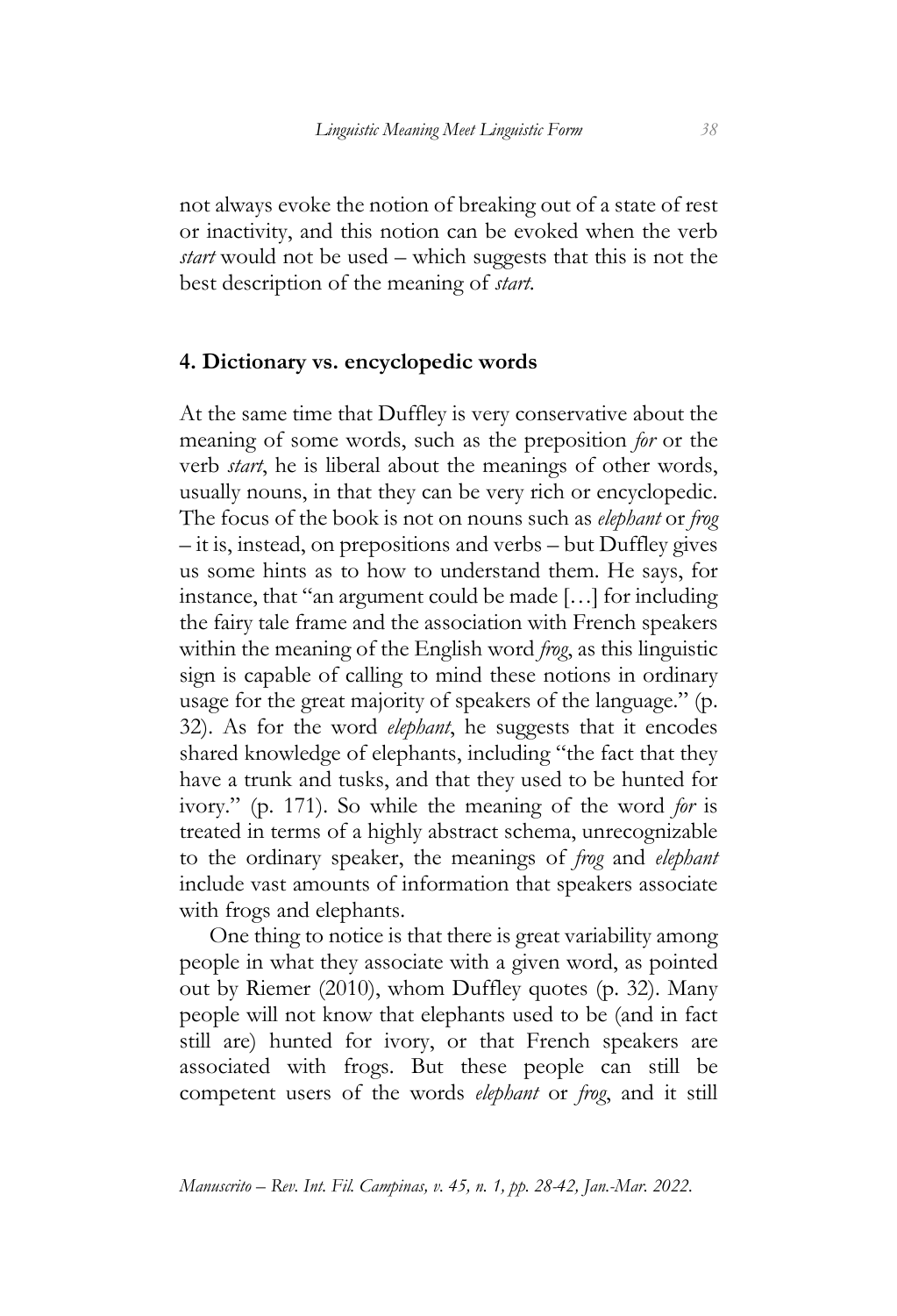not always evoke the notion of breaking out of a state of rest or inactivity, and this notion can be evoked when the verb *start* would not be used – which suggests that this is not the best description of the meaning of *start*.

## 4. Dictionary vs. encyclopedic words

At the same time that Duffley is very conservative about the meaning of some words, such as the preposition *for* or the verb *start*, he is liberal about the meanings of other words, usually nouns, in that they can be very rich or encyclopedic. The focus of the book is not on nouns such as *elephant* or *frog* – it is, instead, on prepositions and verbs – but Duffley gives us some hints as to how to understand them. He says, for instance, that "an argument could be made […] for including the fairy tale frame and the association with French speakers within the meaning of the English word *frog*, as this linguistic sign is capable of calling to mind these notions in ordinary usage for the great majority of speakers of the language." (p. 32). As for the word *elephant*, he suggests that it encodes shared knowledge of elephants, including "the fact that they have a trunk and tusks, and that they used to be hunted for ivory." (p. 171). So while the meaning of the word *for* is treated in terms of a highly abstract schema, unrecognizable to the ordinary speaker, the meanings of *frog* and *elephant* include vast amounts of information that speakers associate with frogs and elephants.

One thing to notice is that there is great variability among people in what they associate with a given word, as pointed out by Riemer (2010), whom Duffley quotes (p. 32). Many people will not know that elephants used to be (and in fact still are) hunted for ivory, or that French speakers are associated with frogs. But these people can still be competent users of the words *elephant* or *frog*, and it still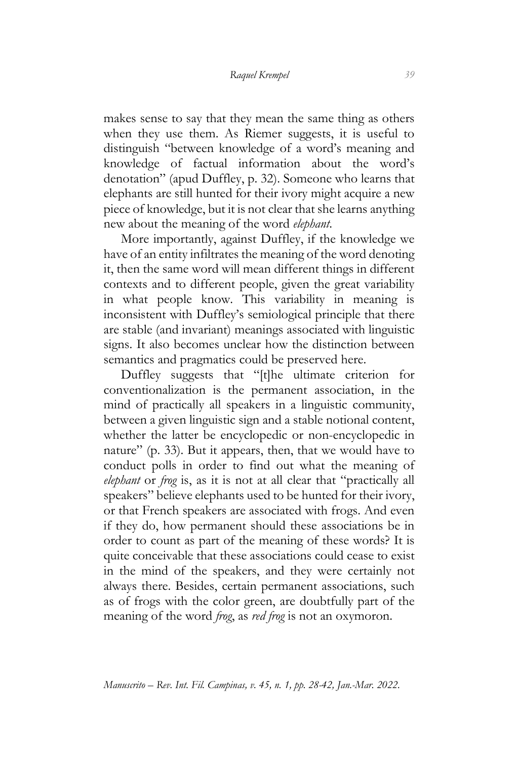makes sense to say that they mean the same thing as others when they use them. As Riemer suggests, it is useful to distinguish "between knowledge of a word's meaning and knowledge of factual information about the word's denotation" (apud Duffley, p. 32). Someone who learns that elephants are still hunted for their ivory might acquire a new piece of knowledge, but it is not clear that she learns anything new about the meaning of the word *elephant*.

More importantly, against Duffley, if the knowledge we have of an entity infiltrates the meaning of the word denoting it, then the same word will mean different things in different contexts and to different people, given the great variability in what people know. This variability in meaning is inconsistent with Duffley's semiological principle that there are stable (and invariant) meanings associated with linguistic signs. It also becomes unclear how the distinction between semantics and pragmatics could be preserved here.

Duffley suggests that "[t]he ultimate criterion for conventionalization is the permanent association, in the mind of practically all speakers in a linguistic community, between a given linguistic sign and a stable notional content, whether the latter be encyclopedic or non-encyclopedic in nature" (p. 33). But it appears, then, that we would have to conduct polls in order to find out what the meaning of *elephant* or *frog* is, as it is not at all clear that "practically all speakers" believe elephants used to be hunted for their ivory, or that French speakers are associated with frogs. And even if they do, how permanent should these associations be in order to count as part of the meaning of these words? It is quite conceivable that these associations could cease to exist in the mind of the speakers, and they were certainly not always there. Besides, certain permanent associations, such as of frogs with the color green, are doubtfully part of the meaning of the word *frog*, as *red frog* is not an oxymoron.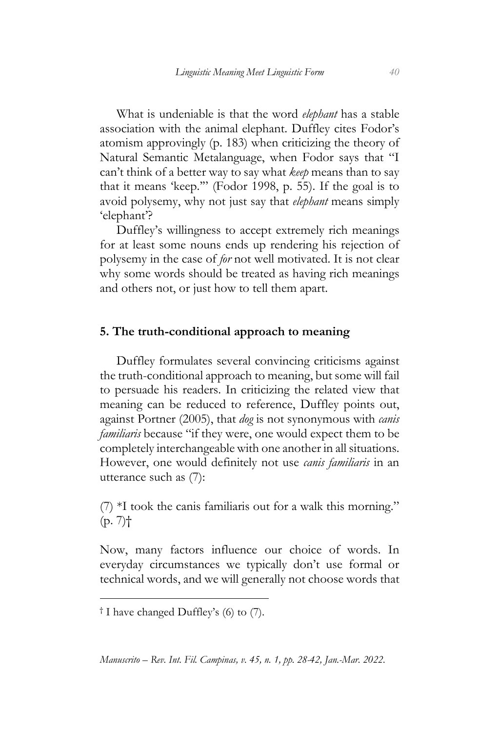What is undeniable is that the word *elephant* has a stable association with the animal elephant. Duffley cites Fodor's atomism approvingly (p. 183) when criticizing the theory of Natural Semantic Metalanguage, when Fodor says that "I can't think of a better way to say what *keep* means than to say that it means 'keep.'" (Fodor 1998, p. 55). If the goal is to avoid polysemy, why not just say that *elephant* means simply 'elephant'?

Duffley's willingness to accept extremely rich meanings for at least some nouns ends up rendering his rejection of polysemy in the case of *for* not well motivated. It is not clear why some words should be treated as having rich meanings and others not, or just how to tell them apart.

## 5. The truth-conditional approach to meaning

Duffley formulates several convincing criticisms against the truth-conditional approach to meaning, but some will fail to persuade his readers. In criticizing the related view that meaning can be reduced to reference, Duffley points out, against Portner (2005), that *dog* is not synonymous with *canis familiaris* because "if they were, one would expect them to be completely interchangeable with one another in all situations. However, one would definitely not use *canis familiaris* in an utterance such as (7):

(7) *I took the canis familiaris out for a walk this morning." (p. 7)†

Now, many factors influence our choice of words. In everyday circumstances we typically don't use formal or technical words, and we will generally not choose words that

† I have changed Duffley's (6) to (7).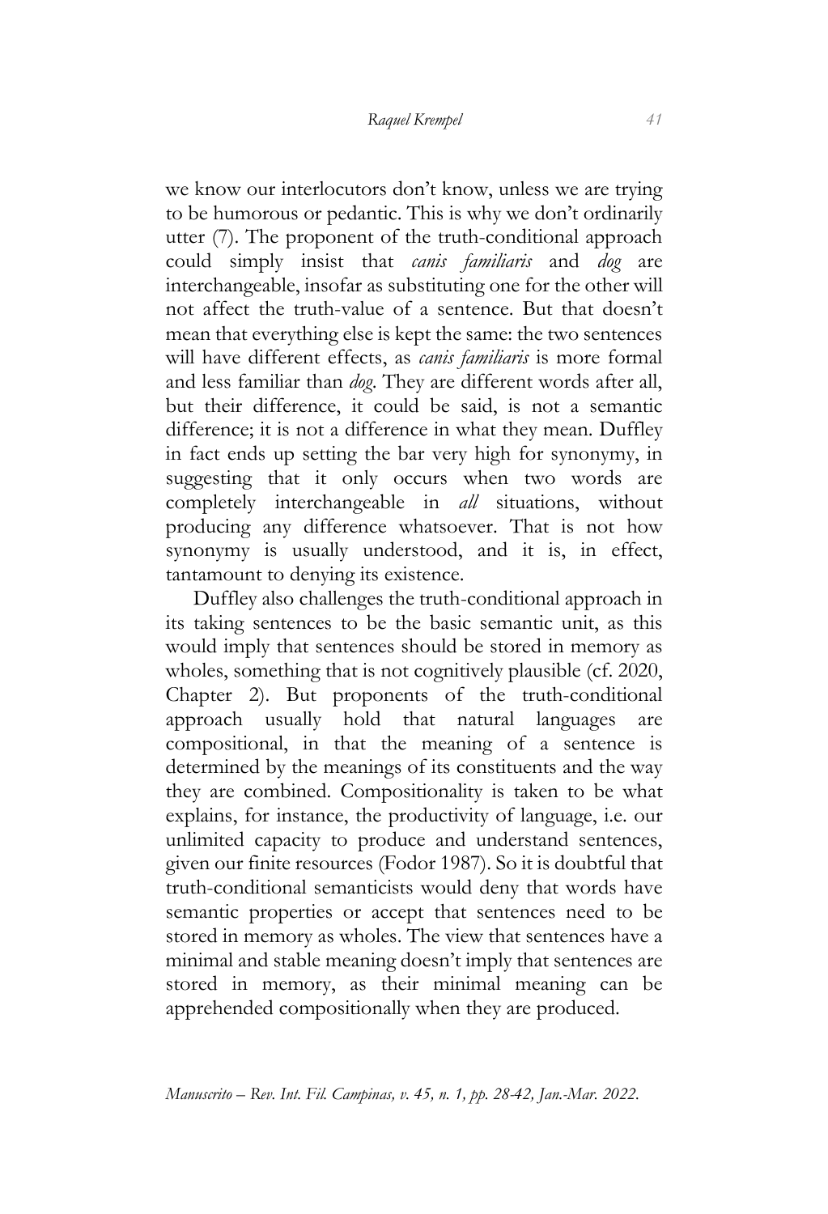we know our interlocutors don't know, unless we are trying to be humorous or pedantic. This is why we don't ordinarily utter (7). The proponent of the truth-conditional approach could simply insist that *canis familiaris* and *dog* are interchangeable, insofar as substituting one for the other will not affect the truth-value of a sentence. But that doesn't mean that everything else is kept the same: the two sentences will have different effects, as *canis familiaris* is more formal and less familiar than *dog*. They are different words after all, but their difference, it could be said, is not a semantic difference; it is not a difference in what they mean. Duffley in fact ends up setting the bar very high for synonymy, in suggesting that it only occurs when two words are completely interchangeable in *all* situations, without producing any difference whatsoever. That is not how synonymy is usually understood, and it is, in effect, tantamount to denying its existence.

Duffley also challenges the truth-conditional approach in its taking sentences to be the basic semantic unit, as this would imply that sentences should be stored in memory as wholes, something that is not cognitively plausible (cf. 2020, Chapter 2). But proponents of the truth-conditional approach usually hold that natural languages are compositional, in that the meaning of a sentence is determined by the meanings of its constituents and the way they are combined. Compositionality is taken to be what explains, for instance, the productivity of language, i.e. our unlimited capacity to produce and understand sentences, given our finite resources (Fodor 1987). So it is doubtful that truth-conditional semanticists would deny that words have semantic properties or accept that sentences need to be stored in memory as wholes. The view that sentences have a minimal and stable meaning doesn't imply that sentences are stored in memory, as their minimal meaning can be apprehended compositionally when they are produced.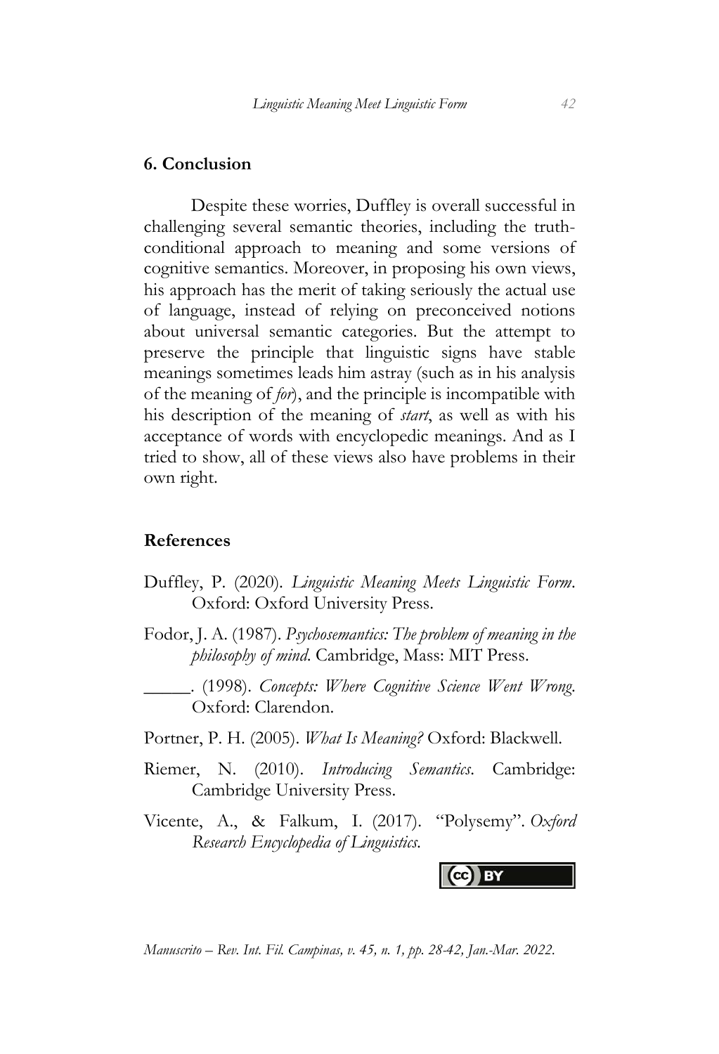## 6. Conclusion

Despite these worries, Duffley is overall successful in challenging several semantic theories, including the truth-conditional approach to meaning and some versions of cognitive semantics. Moreover, in proposing his own views, his approach has the merit of taking seriously the actual use of language, instead of relying on preconceived notions about universal semantic categories. But the attempt to preserve the principle that linguistic signs have stable meanings sometimes leads him astray (such as in his analysis of the meaning of *for*), and the principle is incompatible with his description of the meaning of *start*, as well as with his acceptance of words with encyclopedic meanings. And as I tried to show, all of these views also have problems in their own right.

## References

Duffley, P. (2020). *Linguistic Meaning Meets Linguistic Form*. Oxford: Oxford University Press.

Fodor, J. A. (1987). *Psychosemantics: The problem of meaning in the philosophy of mind*. Cambridge, Mass: MIT Press.

_____. (1998). *Concepts: Where Cognitive Science Went Wrong*. Oxford: Clarendon.

Portner, P. H. (2005). *What Is Meaning?* Oxford: Blackwell.

Riemer, N. (2010). *Introducing Semantics*. Cambridge: Cambridge University Press.

Vicente, A., & Falkum, I. (2017). "Polysemy". *Oxford Research Encyclopedia of Linguistics*.